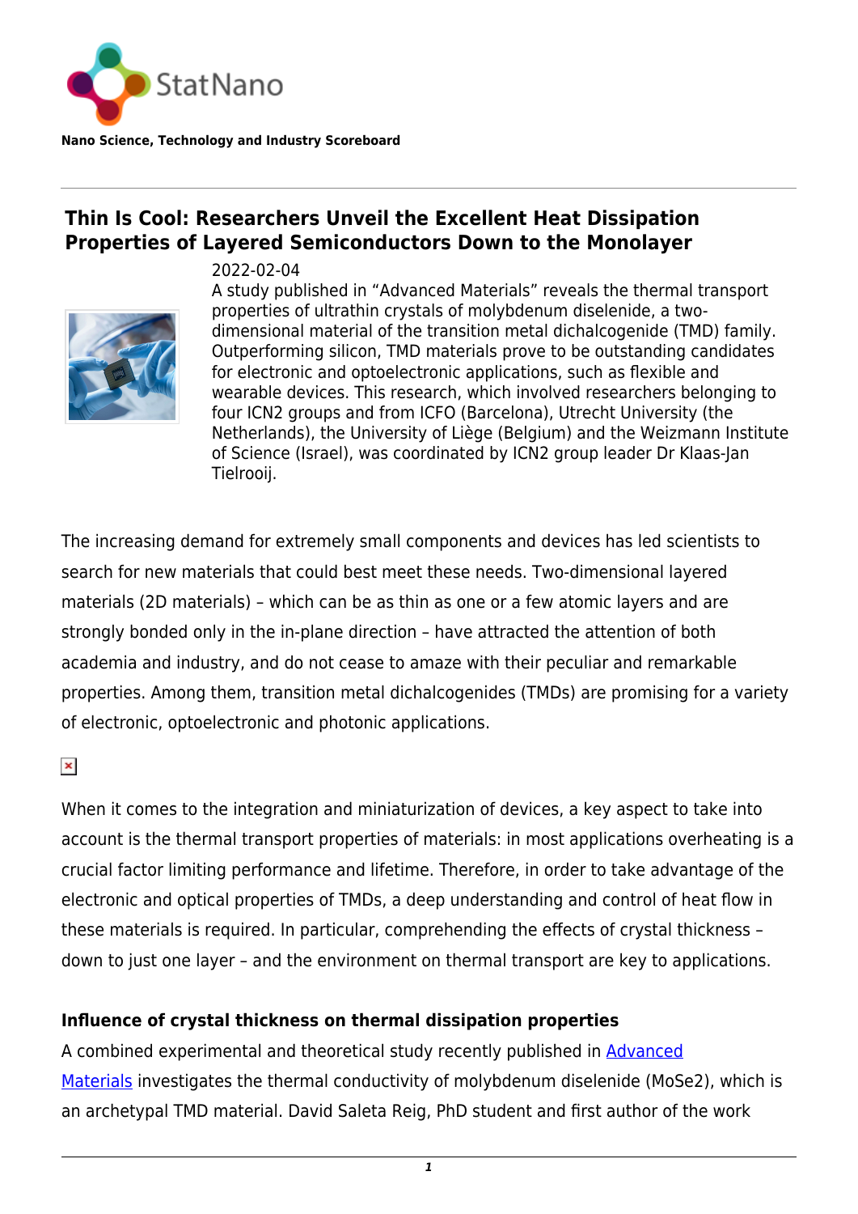StatNano

**Nano Science, Technology and Industry Scoreboard**

# Thin Is Cool: Researchers Unveil the Excellent Heat Dissipation Properties of Layered Semiconductors Down to the Monolayer

2022-02-04

A study published in "Advanced Materials" reveals the thermal transport properties of ultrathin crystals of molybdenum diselenide, a two-dimensional material of the transition metal dichalcogenide (TMD) family. Outperforming silicon, TMD materials prove to be outstanding candidates for electronic and optoelectronic applications, such as flexible and wearable devices. This research, which involved researchers belonging to four ICN2 groups and from ICFO (Barcelona), Utrecht University (the Netherlands), the University of Liège (Belgium) and the Weizmann Institute of Science (Israel), was coordinated by ICN2 group leader Dr Klaas-Jan Tielrooij.

The increasing demand for extremely small components and devices has led scientists to search for new materials that could best meet these needs. Two-dimensional layered materials (2D materials) – which can be as thin as one or a few atomic layers and are strongly bonded only in the in-plane direction – have attracted the attention of both academia and industry, and do not cease to amaze with their peculiar and remarkable properties. Among them, transition metal dichalcogenides (TMDs) are promising for a variety of electronic, optoelectronic and photonic applications.

When it comes to the integration and miniaturization of devices, a key aspect to take into account is the thermal transport properties of materials: in most applications overheating is a crucial factor limiting performance and lifetime. Therefore, in order to take advantage of the electronic and optical properties of TMDs, a deep understanding and control of heat flow in these materials is required. In particular, comprehending the effects of crystal thickness – down to just one layer – and the environment on thermal transport are key to applications.

### Influence of crystal thickness on thermal dissipation properties

A combined experimental and theoretical study recently published in Advanced Materials investigates the thermal conductivity of molybdenum diselenide ($MoSe_2$), which is an archetypal TMD material. David Saleta Reig, PhD student and first author of the work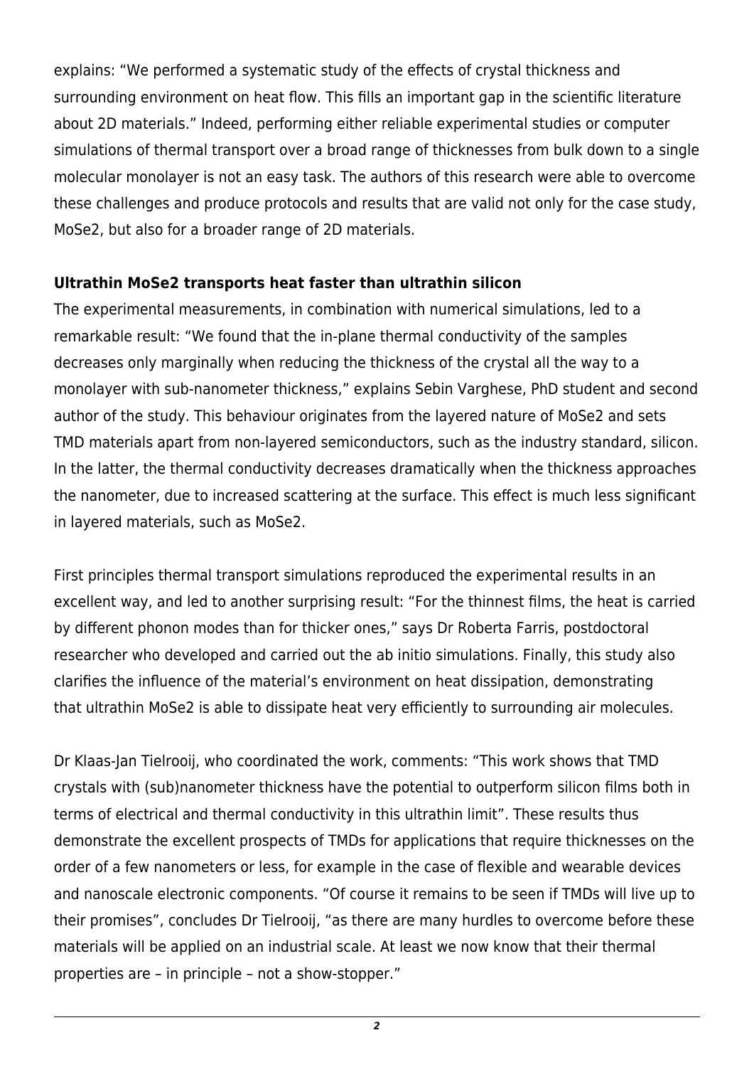explains: “We performed a systematic study of the effects of crystal thickness and surrounding environment on heat flow. This fills an important gap in the scientific literature about 2D materials.” Indeed, performing either reliable experimental studies or computer simulations of thermal transport over a broad range of thicknesses from bulk down to a single molecular monolayer is not an easy task. The authors of this research were able to overcome these challenges and produce protocols and results that are valid not only for the case study, $MoSe_2$, but also for a broader range of 2D materials.

**Ultrathin $MoSe_2$ transports heat faster than ultrathin silicon**

The experimental measurements, in combination with numerical simulations, led to a remarkable result: “We found that the in-plane thermal conductivity of the samples decreases only marginally when reducing the thickness of the crystal all the way to a monolayer with sub-nanometer thickness,” explains Sebin Varghese, PhD student and second author of the study. This behaviour originates from the layered nature of $MoSe_2$ and sets TMD materials apart from non-layered semiconductors, such as the industry standard, silicon. In the latter, the thermal conductivity decreases dramatically when the thickness approaches the nanometer, due to increased scattering at the surface. This effect is much less significant in layered materials, such as $MoSe_2$.

First principles thermal transport simulations reproduced the experimental results in an excellent way, and led to another surprising result: “For the thinnest films, the heat is carried by different phonon modes than for thicker ones,” says Dr Roberta Farris, postdoctoral researcher who developed and carried out the ab initio simulations. Finally, this study also clarifies the influence of the material’s environment on heat dissipation, demonstrating that ultrathin $MoSe_2$ is able to dissipate heat very efficiently to surrounding air molecules.

Dr Klaas-Jan Tielrooij, who coordinated the work, comments: “This work shows that TMD crystals with (sub)nanometer thickness have the potential to outperform silicon films both in terms of electrical and thermal conductivity in this ultrathin limit”. These results thus demonstrate the excellent prospects of TMDs for applications that require thicknesses on the order of a few nanometers or less, for example in the case of flexible and wearable devices and nanoscale electronic components. “Of course it remains to be seen if TMDs will live up to their promises”, concludes Dr Tielrooij, “as there are many hurdles to overcome before these materials will be applied on an industrial scale. At least we now know that their thermal properties are – in principle – not a show-stopper.”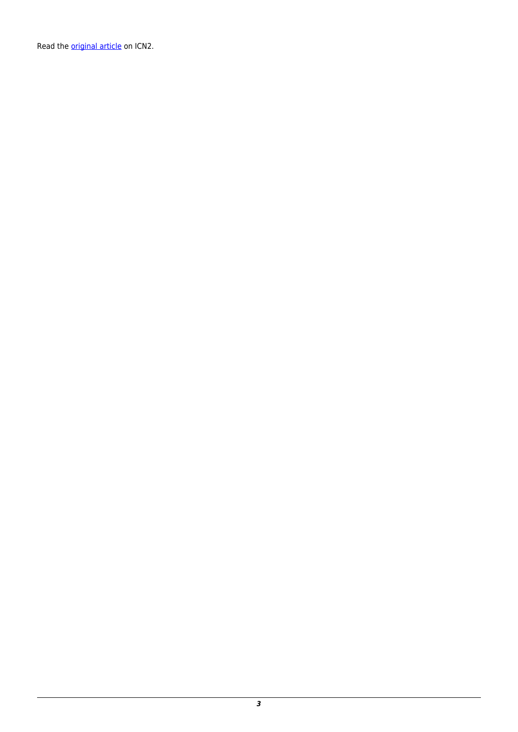Read the [original article](original article) on ICN2.